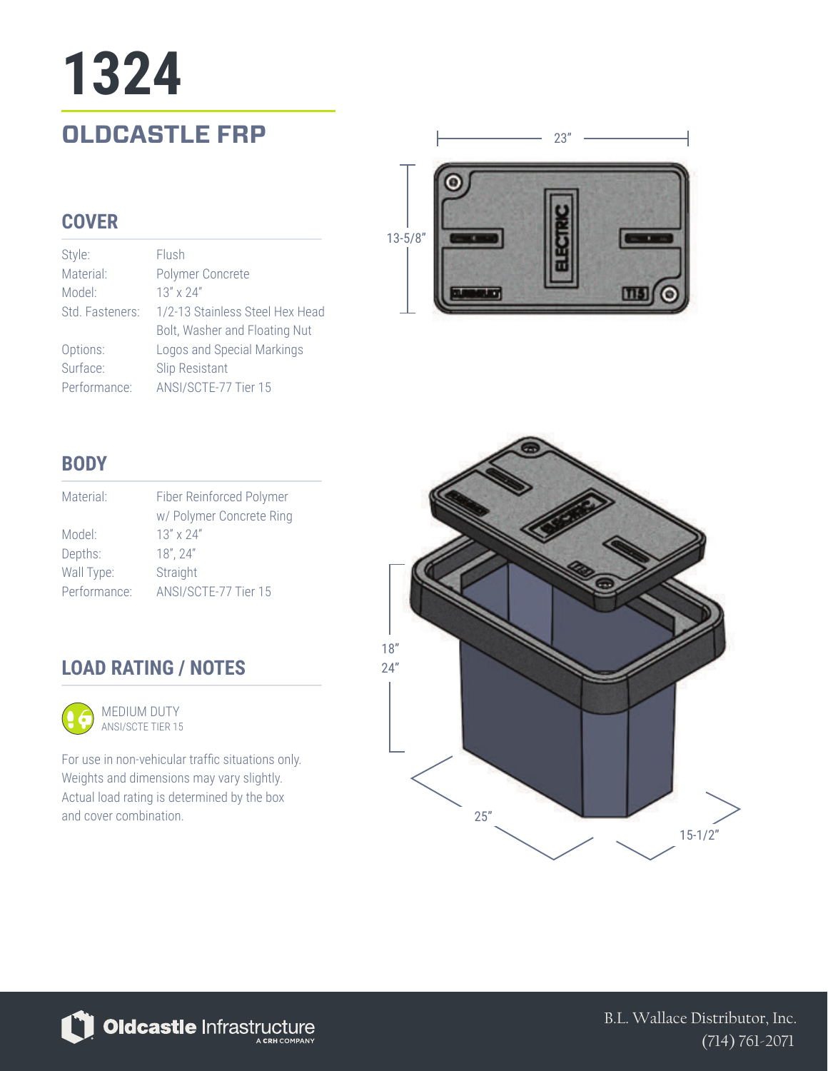# 1324

## OLDCASTLE FRP

### COVER

| | |
|---|---|
| Style: | Flush |
| Material: | Polymer Concrete |
| Model: | 13" x 24" |
| Std. Fasteners: | 1/2-13 Stainless Steel Hex Head Bolt, Washer and Floating Nut |
| Options: | Logos and Special Markings |
| Surface: | Slip Resistant |
| Performance: | ANSI/SCTE-77 Tier 15 |

### BODY

| | |
|---|---|
| Material: | Fiber Reinforced Polymer w/ Polymer Concrete Ring |
| Model: | 13" x 24" |
| Depths: | 18", 24" |
| Wall Type: | Straight |
| Performance: | ANSI/SCTE-77 Tier 15 |

### LOAD RATING / NOTES

MEDIUM DUTY
ANSI/SCTE TIER 15

For use in non-vehicular traffic situations only. Weights and dimensions may vary slightly. Actual load rating is determined by the box and cover combination.

23"

13-5/8"

18"
24"

25"

15-1/2"

Oldcastle Infrastructure
A CRH COMPANY

B.L. Wallace Distributor, Inc.
(714) 761-2071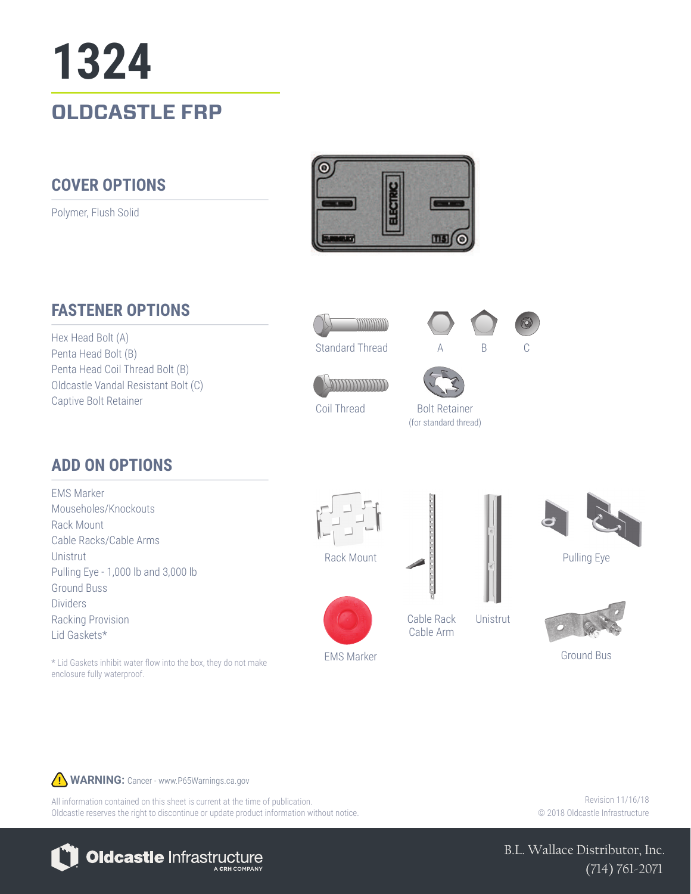# 1324

## OLDCASTLE FRP

## COVER OPTIONS

Polymer, Flush Solid

## FASTENER OPTIONS

Hex Head Bolt (A)
Penta Head Bolt (B)
Penta Head Coil Thread Bolt (B)
Oldcastle Vandal Resistant Bolt (C)
Captive Bolt Retainer

Standard Thread

A

B

C

Coil Thread

Bolt Retainer
(for standard thread)

## ADD ON OPTIONS

EMS Marker
Mouseholes/Knockouts
Rack Mount
Cable Racks/Cable Arms
Unistrut
Pulling Eye - 1,000 lb and 3,000 lb
Ground Buss
Dividers
Racking Provision
Lid Gaskets*

* Lid Gaskets inhibit water flow into the box, they do not make enclosure fully waterproof.

Rack Mount

Cable Rack
Cable Arm

Unistrut

Pulling Eye

EMS Marker

Ground Bus

**WARNING:** Cancer - www.P65Warnings.ca.gov

All information contained on this sheet is current at the time of publication.
Oldcastle reserves the right to discontinue or update product information without notice.

Revision 11/16/18
© 2018 Oldcastle Infrastructure

Oldcastle Infrastructure
A CRH COMPANY

B.L. Wallace Distributor, Inc.
(714) 761-2071